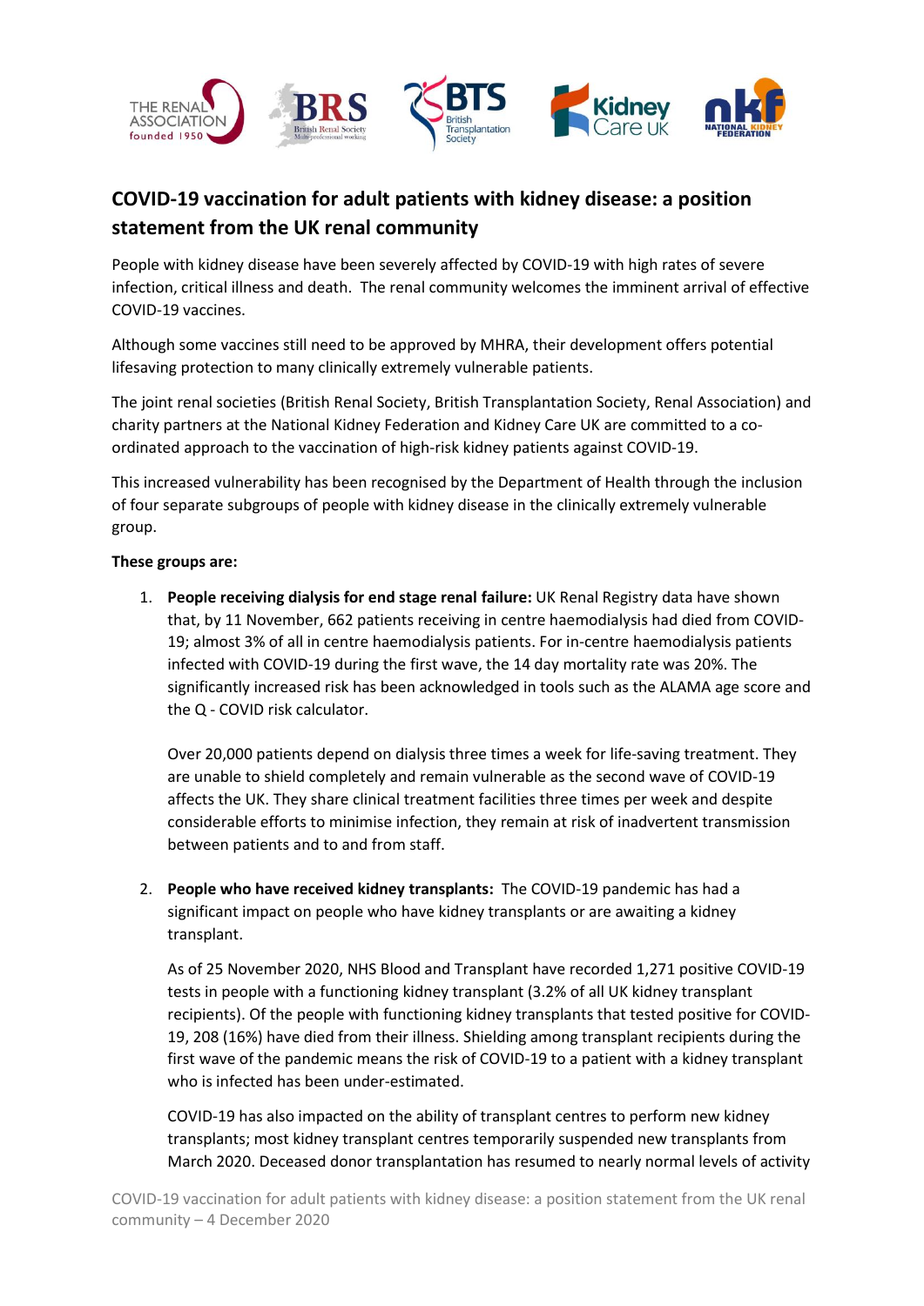## COVID-19 vaccination for adult patients with kidney disease: a position statement from the UK renal community

People with kidney disease have been severely affected by COVID-19 with high rates of severe infection, critical illness and death. The renal community welcomes the imminent arrival of effective COVID-19 vaccines.

Although some vaccines still need to be approved by MHRA, their development offers potential lifesaving protection to many clinically extremely vulnerable patients.

The joint renal societies (British Renal Society, British Transplantation Society, Renal Association) and charity partners at the National Kidney Federation and Kidney Care UK are committed to a co-ordinated approach to the vaccination of high-risk kidney patients against COVID-19.

This increased vulnerability has been recognised by the Department of Health through the inclusion of four separate subgroups of people with kidney disease in the clinically extremely vulnerable group.

**These groups are:**

1. **People receiving dialysis for end stage renal failure:** UK Renal Registry data have shown that, by 11 November, 662 patients receiving in centre haemodialysis had died from COVID-19; almost 3% of all in centre haemodialysis patients. For in-centre haemodialysis patients infected with COVID-19 during the first wave, the 14 day mortality rate was 20%. The significantly increased risk has been acknowledged in tools such as the ALAMA age score and the Q - COVID risk calculator.

   Over 20,000 patients depend on dialysis three times a week for life-saving treatment. They are unable to shield completely and remain vulnerable as the second wave of COVID-19 affects the UK. They share clinical treatment facilities three times per week and despite considerable efforts to minimise infection, they remain at risk of inadvertent transmission between patients and to and from staff.

2. **People who have received kidney transplants:** The COVID-19 pandemic has had a significant impact on people who have kidney transplants or are awaiting a kidney transplant.

   As of 25 November 2020, NHS Blood and Transplant have recorded 1,271 positive COVID-19 tests in people with a functioning kidney transplant (3.2% of all UK kidney transplant recipients). Of the people with functioning kidney transplants that tested positive for COVID-19, 208 (16%) have died from their illness. Shielding among transplant recipients during the first wave of the pandemic means the risk of COVID-19 to a patient with a kidney transplant who is infected has been under-estimated.

   COVID-19 has also impacted on the ability of transplant centres to perform new kidney transplants; most kidney transplant centres temporarily suspended new transplants from March 2020. Deceased donor transplantation has resumed to nearly normal levels of activity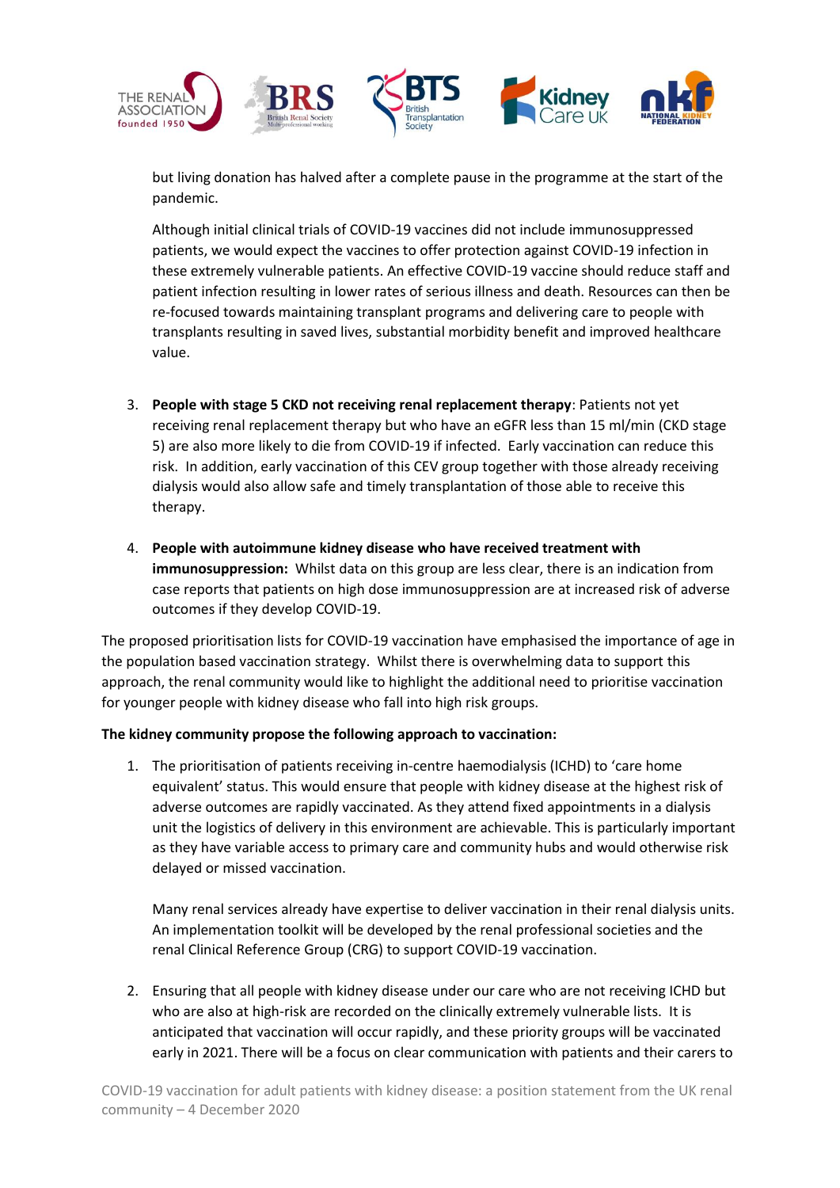but living donation has halved after a complete pause in the programme at the start of the pandemic.

Although initial clinical trials of COVID-19 vaccines did not include immunosuppressed patients, we would expect the vaccines to offer protection against COVID-19 infection in these extremely vulnerable patients. An effective COVID-19 vaccine should reduce staff and patient infection resulting in lower rates of serious illness and death. Resources can then be re-focused towards maintaining transplant programs and delivering care to people with transplants resulting in saved lives, substantial morbidity benefit and improved healthcare value.

3. **People with stage 5 CKD not receiving renal replacement therapy**: Patients not yet receiving renal replacement therapy but who have an eGFR less than 15 ml/min (CKD stage 5) are also more likely to die from COVID-19 if infected. Early vaccination can reduce this risk. In addition, early vaccination of this CEV group together with those already receiving dialysis would also allow safe and timely transplantation of those able to receive this therapy.

4. **People with autoimmune kidney disease who have received treatment with immunosuppression:** Whilst data on this group are less clear, there is an indication from case reports that patients on high dose immunosuppression are at increased risk of adverse outcomes if they develop COVID-19.

The proposed prioritisation lists for COVID-19 vaccination have emphasised the importance of age in the population based vaccination strategy. Whilst there is overwhelming data to support this approach, the renal community would like to highlight the additional need to prioritise vaccination for younger people with kidney disease who fall into high risk groups.

**The kidney community propose the following approach to vaccination:**

1. The prioritisation of patients receiving in-centre haemodialysis (ICHD) to 'care home equivalent' status. This would ensure that people with kidney disease at the highest risk of adverse outcomes are rapidly vaccinated. As they attend fixed appointments in a dialysis unit the logistics of delivery in this environment are achievable. This is particularly important as they have variable access to primary care and community hubs and would otherwise risk delayed or missed vaccination.

   Many renal services already have expertise to deliver vaccination in their renal dialysis units. An implementation toolkit will be developed by the renal professional societies and the renal Clinical Reference Group (CRG) to support COVID-19 vaccination.

2. Ensuring that all people with kidney disease under our care who are not receiving ICHD but who are also at high-risk are recorded on the clinically extremely vulnerable lists. It is anticipated that vaccination will occur rapidly, and these priority groups will be vaccinated early in 2021. There will be a focus on clear communication with patients and their carers to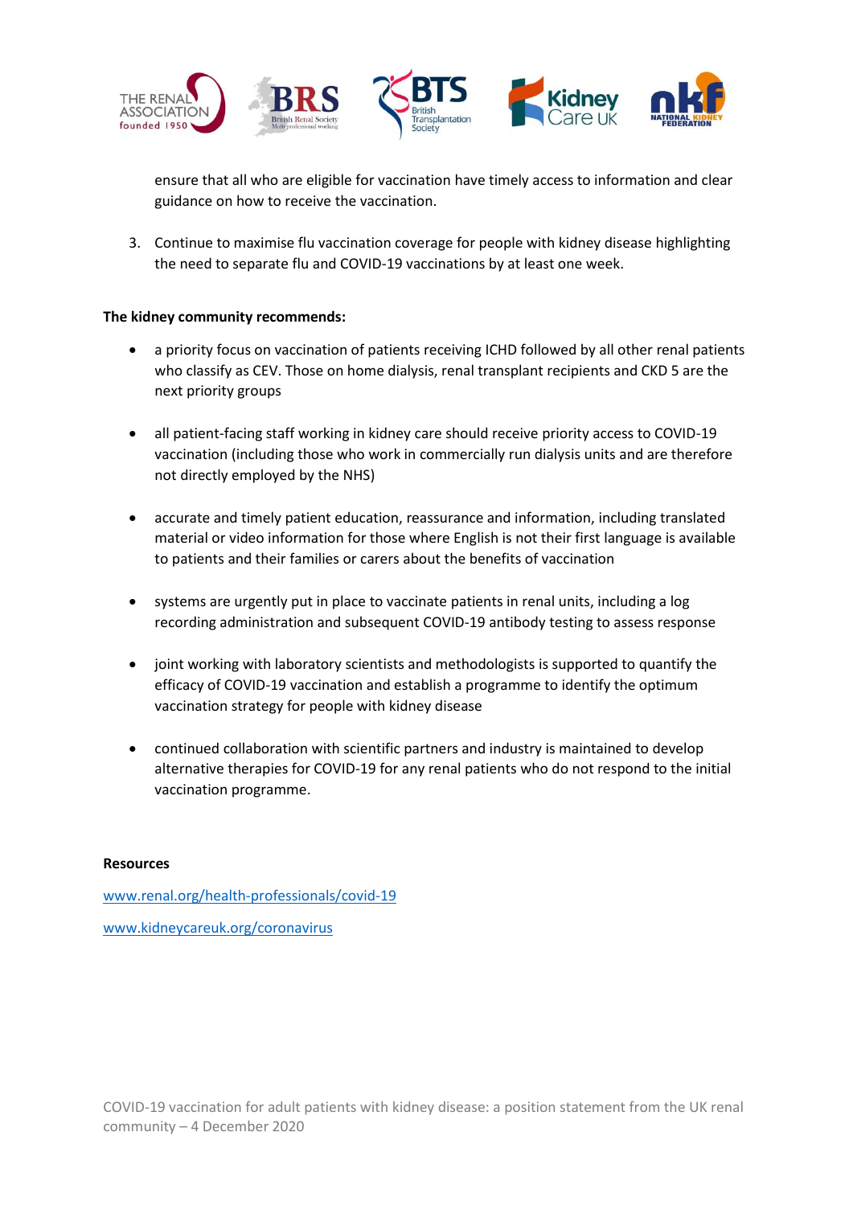ensure that all who are eligible for vaccination have timely access to information and clear guidance on how to receive the vaccination.

3. Continue to maximise flu vaccination coverage for people with kidney disease highlighting the need to separate flu and COVID-19 vaccinations by at least one week.

**The kidney community recommends:**

- a priority focus on vaccination of patients receiving ICHD followed by all other renal patients who classify as CEV. Those on home dialysis, renal transplant recipients and CKD 5 are the next priority groups

- all patient-facing staff working in kidney care should receive priority access to COVID-19 vaccination (including those who work in commercially run dialysis units and are therefore not directly employed by the NHS)

- accurate and timely patient education, reassurance and information, including translated material or video information for those where English is not their first language is available to patients and their families or carers about the benefits of vaccination

- systems are urgently put in place to vaccinate patients in renal units, including a log recording administration and subsequent COVID-19 antibody testing to assess response

- joint working with laboratory scientists and methodologists is supported to quantify the efficacy of COVID-19 vaccination and establish a programme to identify the optimum vaccination strategy for people with kidney disease

- continued collaboration with scientific partners and industry is maintained to develop alternative therapies for COVID-19 for any renal patients who do not respond to the initial vaccination programme.

**Resources**

www.renal.org/health-professionals/covid-19

www.kidneycareuk.org/coronavirus